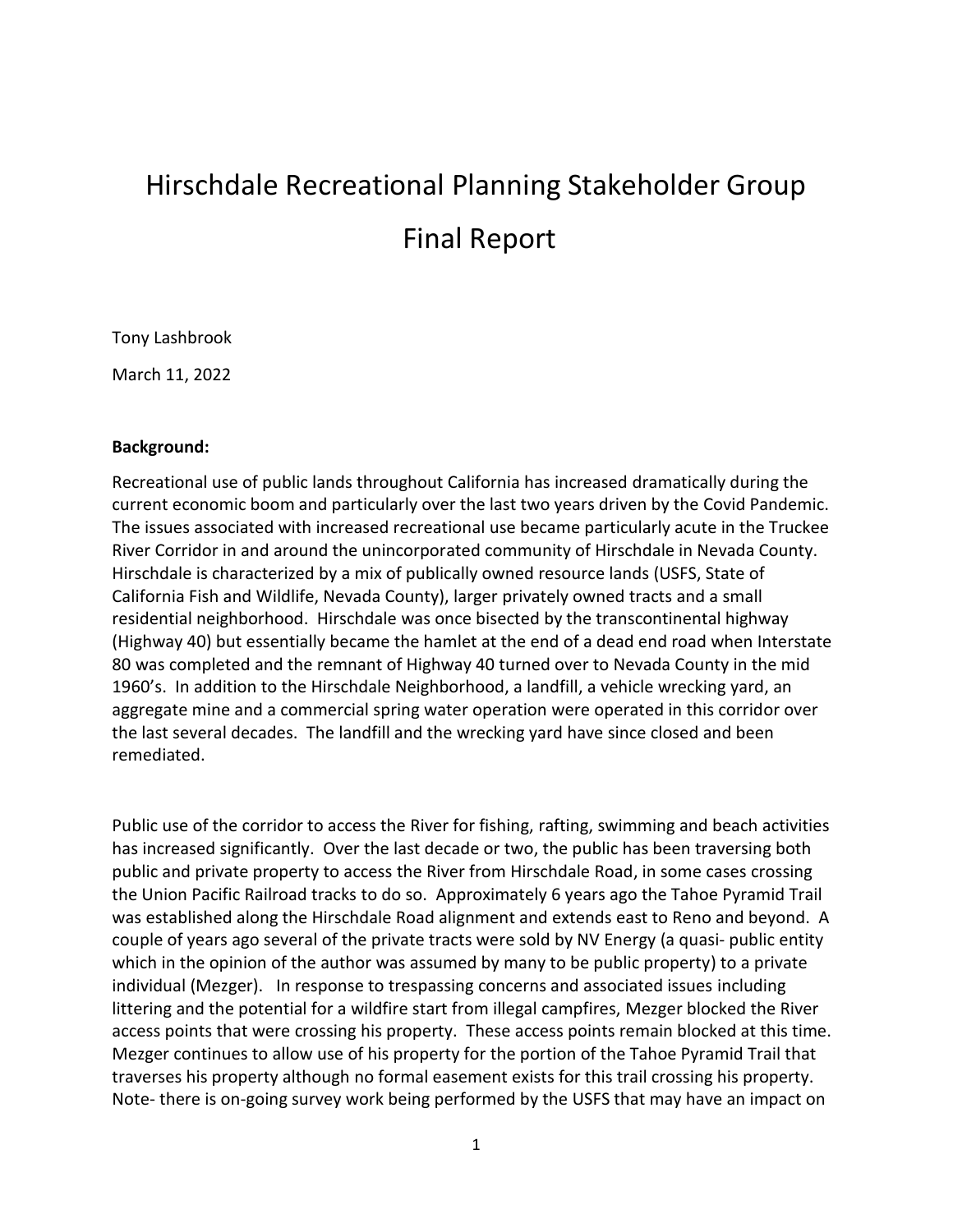# Hirschdale Recreational Planning Stakeholder Group

# Final Report

Tony Lashbrook

March 11, 2022

**Background:**

Recreational use of public lands throughout California has increased dramatically during the current economic boom and particularly over the last two years driven by the Covid Pandemic. The issues associated with increased recreational use became particularly acute in the Truckee River Corridor in and around the unincorporated community of Hirschdale in Nevada County. Hirschdale is characterized by a mix of publically owned resource lands (USFS, State of California Fish and Wildlife, Nevada County), larger privately owned tracts and a small residential neighborhood. Hirschdale was once bisected by the transcontinental highway (Highway 40) but essentially became the hamlet at the end of a dead end road when Interstate 80 was completed and the remnant of Highway 40 turned over to Nevada County in the mid 1960's. In addition to the Hirschdale Neighborhood, a landfill, a vehicle wrecking yard, an aggregate mine and a commercial spring water operation were operated in this corridor over the last several decades. The landfill and the wrecking yard have since closed and been remediated.

Public use of the corridor to access the River for fishing, rafting, swimming and beach activities has increased significantly. Over the last decade or two, the public has been traversing both public and private property to access the River from Hirschdale Road, in some cases crossing the Union Pacific Railroad tracks to do so. Approximately 6 years ago the Tahoe Pyramid Trail was established along the Hirschdale Road alignment and extends east to Reno and beyond. A couple of years ago several of the private tracts were sold by NV Energy (a quasi- public entity which in the opinion of the author was assumed by many to be public property) to a private individual (Mezger). In response to trespassing concerns and associated issues including littering and the potential for a wildfire start from illegal campfires, Mezger blocked the River access points that were crossing his property. These access points remain blocked at this time. Mezger continues to allow use of his property for the portion of the Tahoe Pyramid Trail that traverses his property although no formal easement exists for this trail crossing his property. Note- there is on-going survey work being performed by the USFS that may have an impact on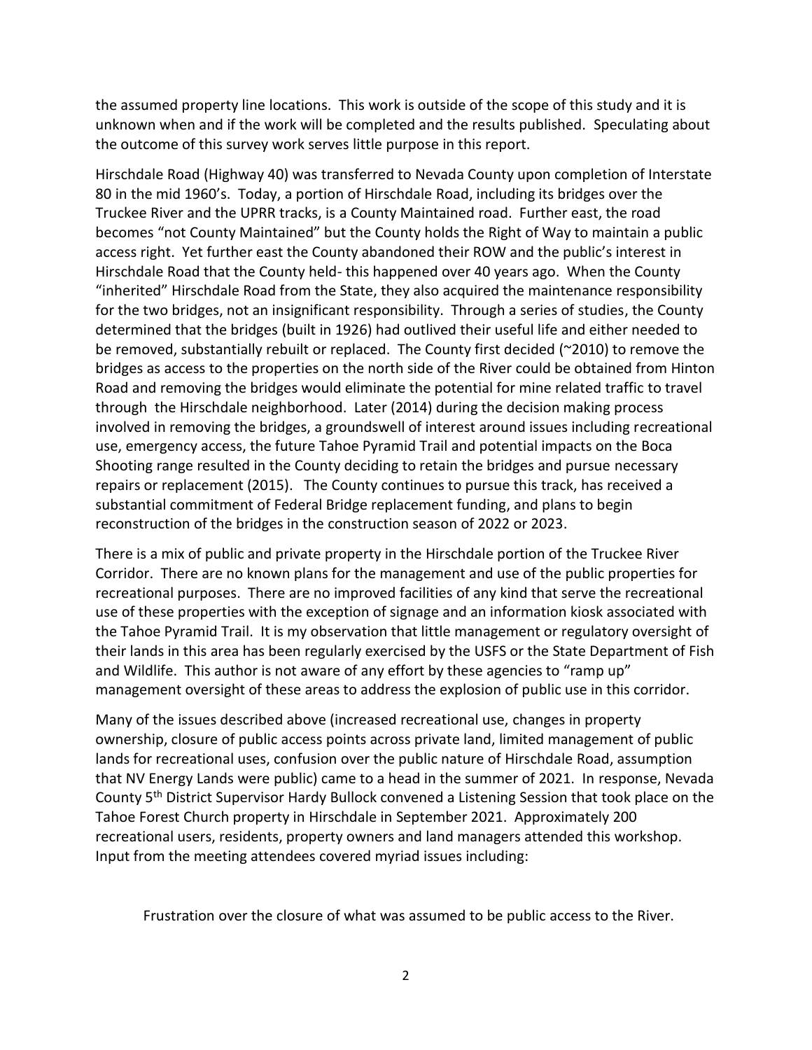the assumed property line locations. This work is outside of the scope of this study and it is unknown when and if the work will be completed and the results published. Speculating about the outcome of this survey work serves little purpose in this report.

Hirschdale Road (Highway 40) was transferred to Nevada County upon completion of Interstate 80 in the mid 1960's. Today, a portion of Hirschdale Road, including its bridges over the Truckee River and the UPRR tracks, is a County Maintained road. Further east, the road becomes "not County Maintained" but the County holds the Right of Way to maintain a public access right. Yet further east the County abandoned their ROW and the public's interest in Hirschdale Road that the County held- this happened over 40 years ago. When the County "inherited" Hirschdale Road from the State, they also acquired the maintenance responsibility for the two bridges, not an insignificant responsibility. Through a series of studies, the County determined that the bridges (built in 1926) had outlived their useful life and either needed to be removed, substantially rebuilt or replaced. The County first decided (~2010) to remove the bridges as access to the properties on the north side of the River could be obtained from Hinton Road and removing the bridges would eliminate the potential for mine related traffic to travel through the Hirschdale neighborhood. Later (2014) during the decision making process involved in removing the bridges, a groundswell of interest around issues including recreational use, emergency access, the future Tahoe Pyramid Trail and potential impacts on the Boca Shooting range resulted in the County deciding to retain the bridges and pursue necessary repairs or replacement (2015). The County continues to pursue this track, has received a substantial commitment of Federal Bridge replacement funding, and plans to begin reconstruction of the bridges in the construction season of 2022 or 2023.

There is a mix of public and private property in the Hirschdale portion of the Truckee River Corridor. There are no known plans for the management and use of the public properties for recreational purposes. There are no improved facilities of any kind that serve the recreational use of these properties with the exception of signage and an information kiosk associated with the Tahoe Pyramid Trail. It is my observation that little management or regulatory oversight of their lands in this area has been regularly exercised by the USFS or the State Department of Fish and Wildlife. This author is not aware of any effort by these agencies to "ramp up" management oversight of these areas to address the explosion of public use in this corridor.

Many of the issues described above (increased recreational use, changes in property ownership, closure of public access points across private land, limited management of public lands for recreational uses, confusion over the public nature of Hirschdale Road, assumption that NV Energy Lands were public) came to a head in the summer of 2021. In response, Nevada County 5th District Supervisor Hardy Bullock convened a Listening Session that took place on the Tahoe Forest Church property in Hirschdale in September 2021. Approximately 200 recreational users, residents, property owners and land managers attended this workshop. Input from the meeting attendees covered myriad issues including:

Frustration over the closure of what was assumed to be public access to the River.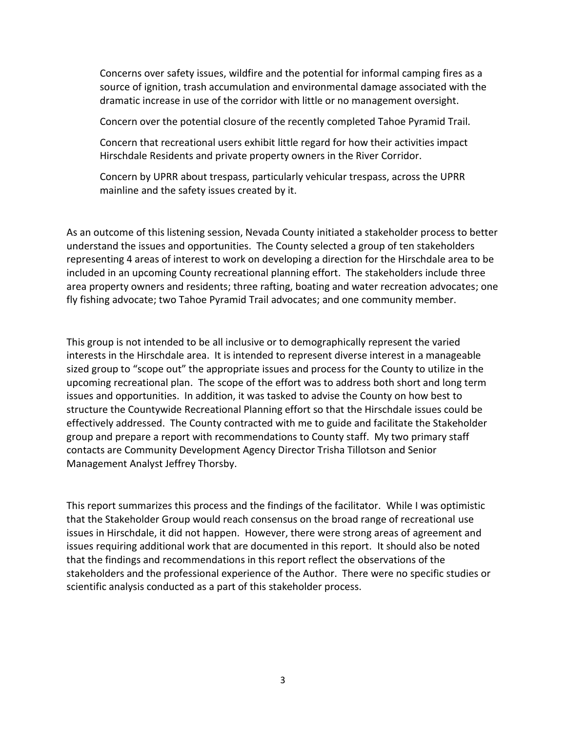Concerns over safety issues, wildfire and the potential for informal camping fires as a source of ignition, trash accumulation and environmental damage associated with the dramatic increase in use of the corridor with little or no management oversight.

Concern over the potential closure of the recently completed Tahoe Pyramid Trail.

Concern that recreational users exhibit little regard for how their activities impact Hirschdale Residents and private property owners in the River Corridor.

Concern by UPRR about trespass, particularly vehicular trespass, across the UPRR mainline and the safety issues created by it.

As an outcome of this listening session, Nevada County initiated a stakeholder process to better understand the issues and opportunities. The County selected a group of ten stakeholders representing 4 areas of interest to work on developing a direction for the Hirschdale area to be included in an upcoming County recreational planning effort. The stakeholders include three area property owners and residents; three rafting, boating and water recreation advocates; one fly fishing advocate; two Tahoe Pyramid Trail advocates; and one community member.

This group is not intended to be all inclusive or to demographically represent the varied interests in the Hirschdale area. It is intended to represent diverse interest in a manageable sized group to "scope out" the appropriate issues and process for the County to utilize in the upcoming recreational plan. The scope of the effort was to address both short and long term issues and opportunities. In addition, it was tasked to advise the County on how best to structure the Countywide Recreational Planning effort so that the Hirschdale issues could be effectively addressed. The County contracted with me to guide and facilitate the Stakeholder group and prepare a report with recommendations to County staff. My two primary staff contacts are Community Development Agency Director Trisha Tillotson and Senior Management Analyst Jeffrey Thorsby.

This report summarizes this process and the findings of the facilitator. While I was optimistic that the Stakeholder Group would reach consensus on the broad range of recreational use issues in Hirschdale, it did not happen. However, there were strong areas of agreement and issues requiring additional work that are documented in this report. It should also be noted that the findings and recommendations in this report reflect the observations of the stakeholders and the professional experience of the Author. There were no specific studies or scientific analysis conducted as a part of this stakeholder process.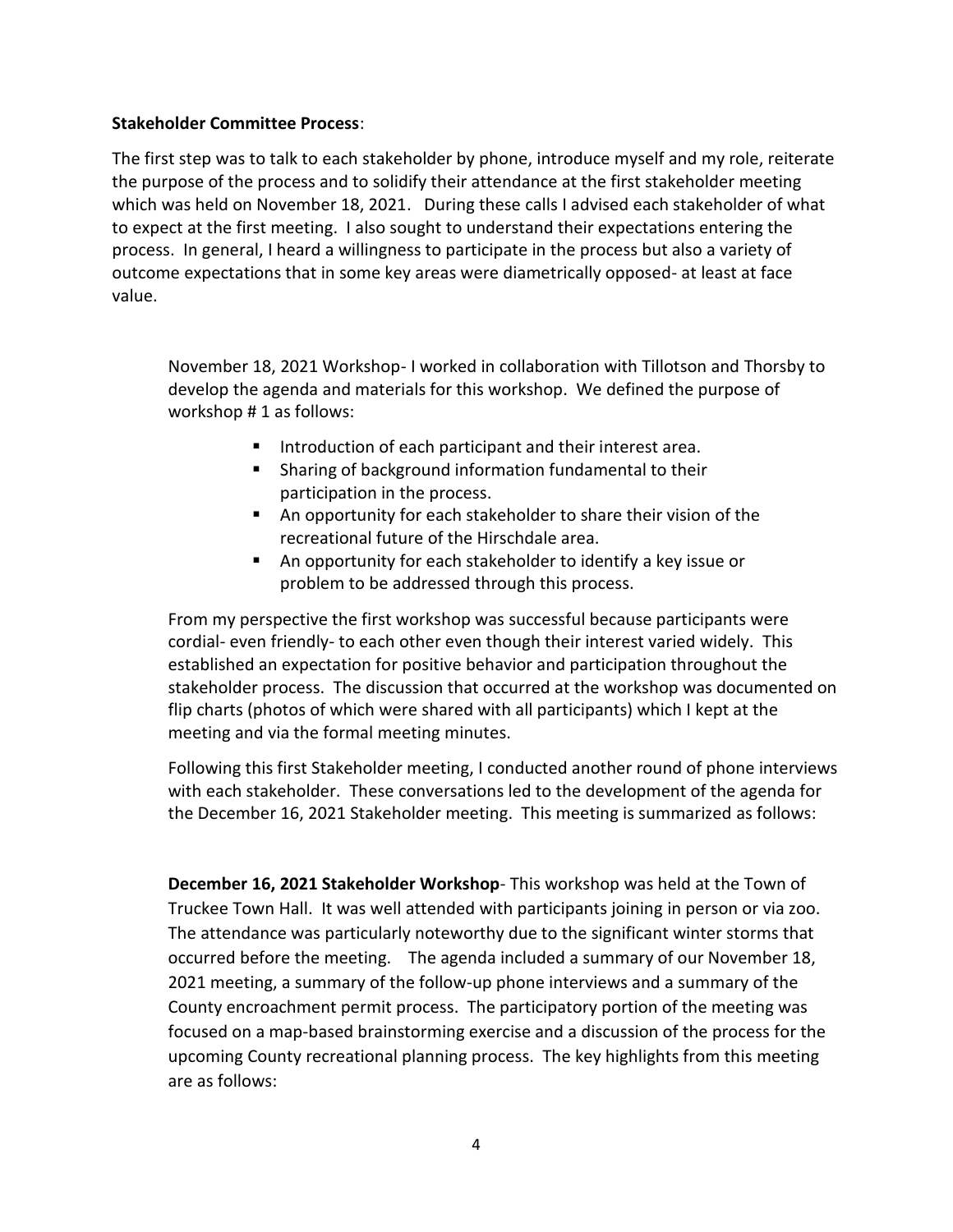**Stakeholder Committee Process**:

The first step was to talk to each stakeholder by phone, introduce myself and my role, reiterate the purpose of the process and to solidify their attendance at the first stakeholder meeting which was held on November 18, 2021. During these calls I advised each stakeholder of what to expect at the first meeting. I also sought to understand their expectations entering the process. In general, I heard a willingness to participate in the process but also a variety of outcome expectations that in some key areas were diametrically opposed- at least at face value.

November 18, 2021 Workshop- I worked in collaboration with Tillotson and Thorsby to develop the agenda and materials for this workshop. We defined the purpose of workshop # 1 as follows:

- Introduction of each participant and their interest area.
- Sharing of background information fundamental to their participation in the process.
- An opportunity for each stakeholder to share their vision of the recreational future of the Hirschdale area.
- An opportunity for each stakeholder to identify a key issue or problem to be addressed through this process.

From my perspective the first workshop was successful because participants were cordial- even friendly- to each other even though their interest varied widely. This established an expectation for positive behavior and participation throughout the stakeholder process. The discussion that occurred at the workshop was documented on flip charts (photos of which were shared with all participants) which I kept at the meeting and via the formal meeting minutes.

Following this first Stakeholder meeting, I conducted another round of phone interviews with each stakeholder. These conversations led to the development of the agenda for the December 16, 2021 Stakeholder meeting. This meeting is summarized as follows:

**December 16, 2021 Stakeholder Workshop**- This workshop was held at the Town of Truckee Town Hall. It was well attended with participants joining in person or via zoo. The attendance was particularly noteworthy due to the significant winter storms that occurred before the meeting. The agenda included a summary of our November 18, 2021 meeting, a summary of the follow-up phone interviews and a summary of the County encroachment permit process. The participatory portion of the meeting was focused on a map-based brainstorming exercise and a discussion of the process for the upcoming County recreational planning process. The key highlights from this meeting are as follows: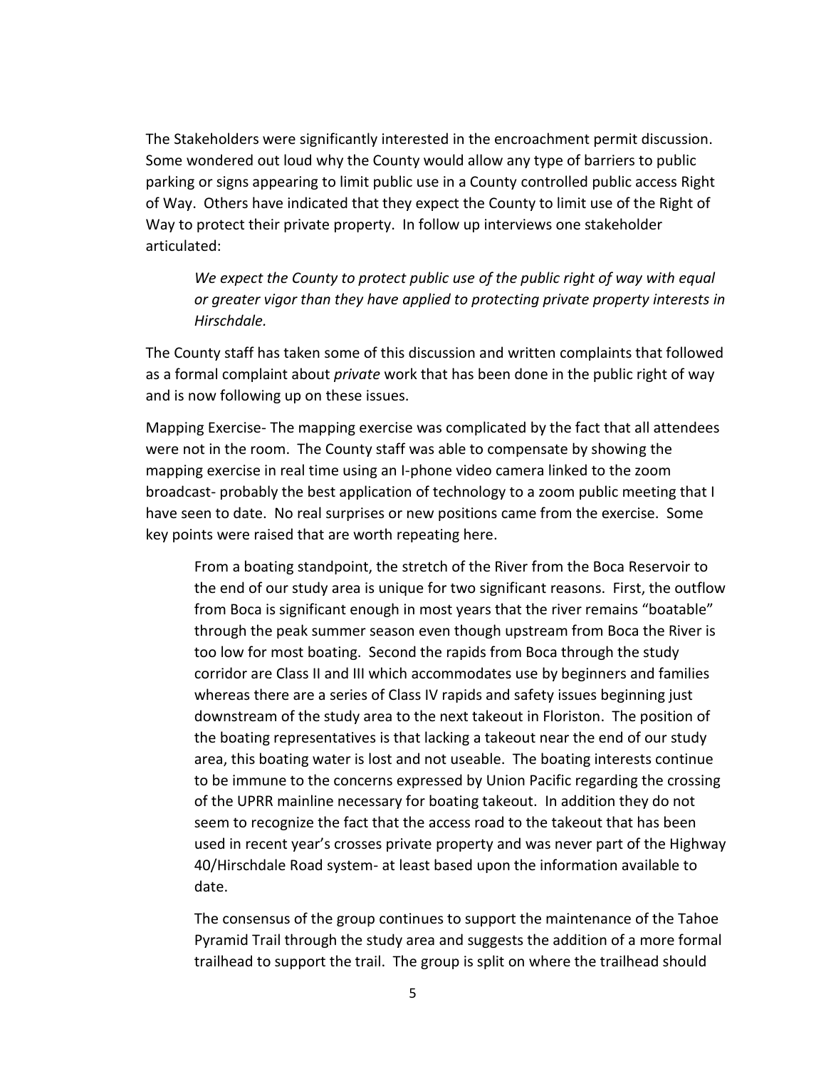The Stakeholders were significantly interested in the encroachment permit discussion. Some wondered out loud why the County would allow any type of barriers to public parking or signs appearing to limit public use in a County controlled public access Right of Way. Others have indicated that they expect the County to limit use of the Right of Way to protect their private property. In follow up interviews one stakeholder articulated:

> *We expect the County to protect public use of the public right of way with equal or greater vigor than they have applied to protecting private property interests in Hirschdale.*

The County staff has taken some of this discussion and written complaints that followed as a formal complaint about *private* work that has been done in the public right of way and is now following up on these issues.

Mapping Exercise- The mapping exercise was complicated by the fact that all attendees were not in the room. The County staff was able to compensate by showing the mapping exercise in real time using an I-phone video camera linked to the zoom broadcast- probably the best application of technology to a zoom public meeting that I have seen to date. No real surprises or new positions came from the exercise. Some key points were raised that are worth repeating here.

> From a boating standpoint, the stretch of the River from the Boca Reservoir to the end of our study area is unique for two significant reasons. First, the outflow from Boca is significant enough in most years that the river remains "boatable" through the peak summer season even though upstream from Boca the River is too low for most boating. Second the rapids from Boca through the study corridor are Class II and III which accommodates use by beginners and families whereas there are a series of Class IV rapids and safety issues beginning just downstream of the study area to the next takeout in Floriston. The position of the boating representatives is that lacking a takeout near the end of our study area, this boating water is lost and not useable. The boating interests continue to be immune to the concerns expressed by Union Pacific regarding the crossing of the UPRR mainline necessary for boating takeout. In addition they do not seem to recognize the fact that the access road to the takeout that has been used in recent year's crosses private property and was never part of the Highway 40/Hirschdale Road system- at least based upon the information available to date.
>
> The consensus of the group continues to support the maintenance of the Tahoe Pyramid Trail through the study area and suggests the addition of a more formal trailhead to support the trail. The group is split on where the trailhead should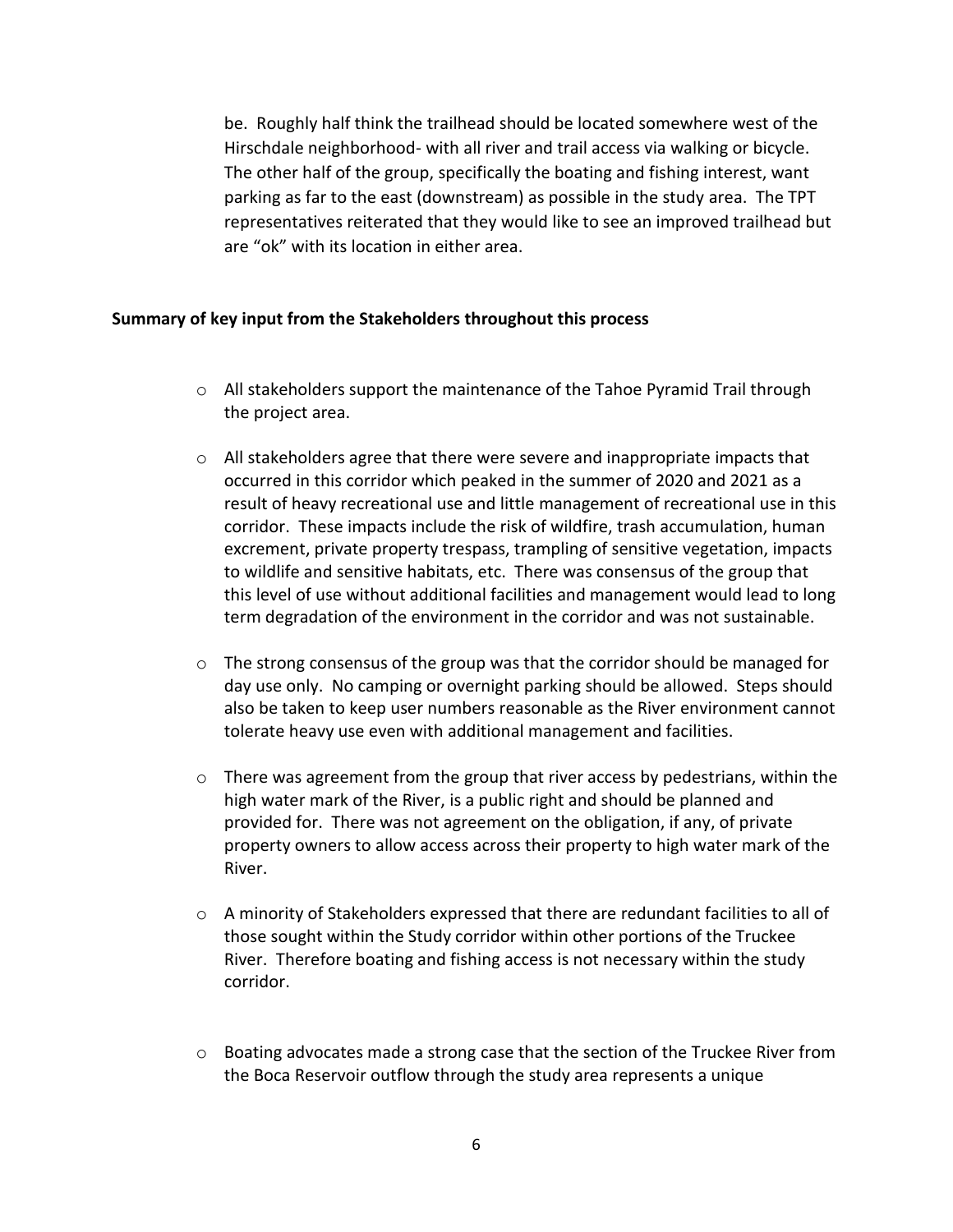be. Roughly half think the trailhead should be located somewhere west of the Hirschdale neighborhood- with all river and trail access via walking or bicycle. The other half of the group, specifically the boating and fishing interest, want parking as far to the east (downstream) as possible in the study area. The TPT representatives reiterated that they would like to see an improved trailhead but are "ok" with its location in either area.

**Summary of key input from the Stakeholders throughout this process**

- All stakeholders support the maintenance of the Tahoe Pyramid Trail through the project area.
- All stakeholders agree that there were severe and inappropriate impacts that occurred in this corridor which peaked in the summer of 2020 and 2021 as a result of heavy recreational use and little management of recreational use in this corridor. These impacts include the risk of wildfire, trash accumulation, human excrement, private property trespass, trampling of sensitive vegetation, impacts to wildlife and sensitive habitats, etc. There was consensus of the group that this level of use without additional facilities and management would lead to long term degradation of the environment in the corridor and was not sustainable.
- The strong consensus of the group was that the corridor should be managed for day use only. No camping or overnight parking should be allowed. Steps should also be taken to keep user numbers reasonable as the River environment cannot tolerate heavy use even with additional management and facilities.
- There was agreement from the group that river access by pedestrians, within the high water mark of the River, is a public right and should be planned and provided for. There was not agreement on the obligation, if any, of private property owners to allow access across their property to high water mark of the River.
- A minority of Stakeholders expressed that there are redundant facilities to all of those sought within the Study corridor within other portions of the Truckee River. Therefore boating and fishing access is not necessary within the study corridor.
- Boating advocates made a strong case that the section of the Truckee River from the Boca Reservoir outflow through the study area represents a unique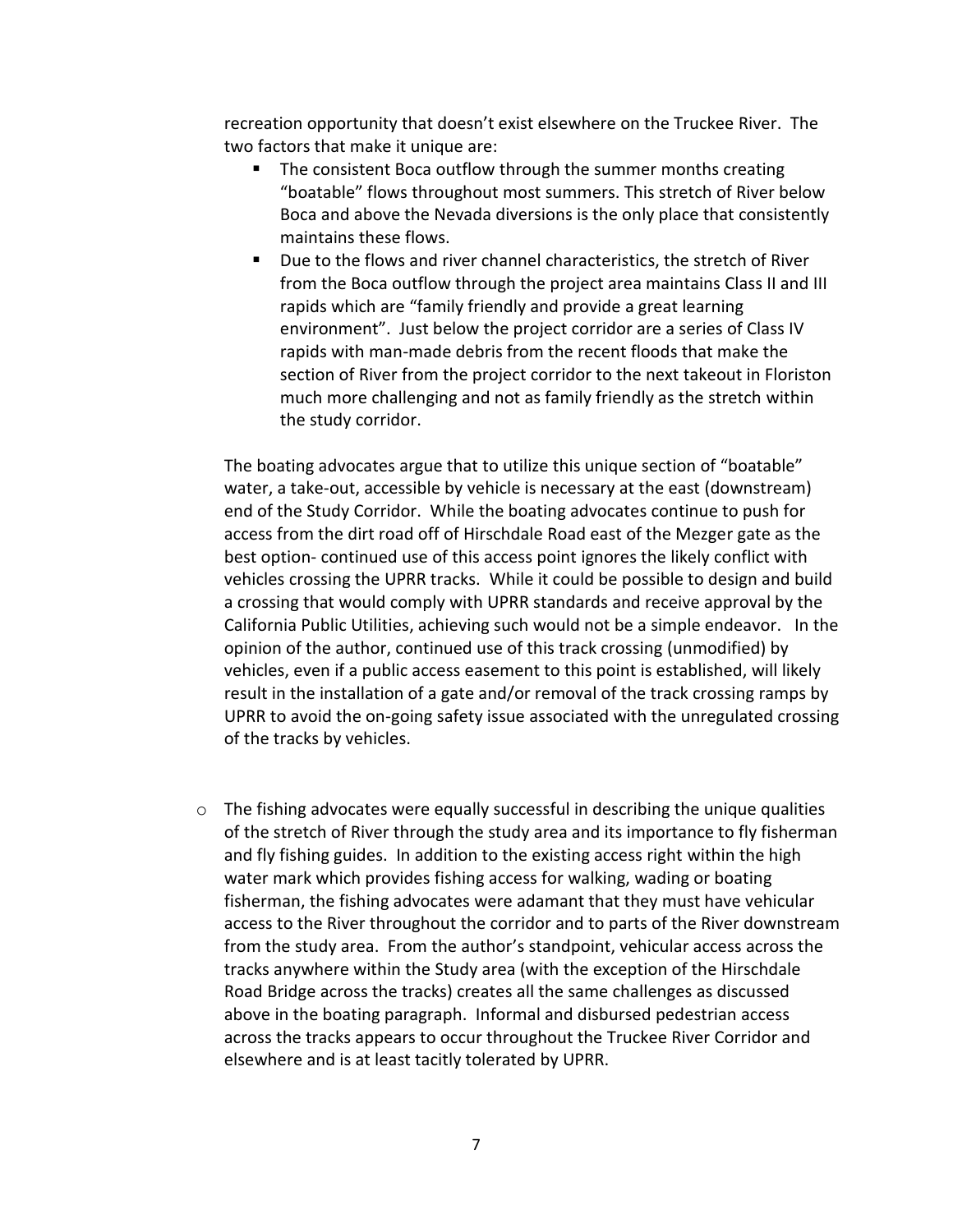recreation opportunity that doesn't exist elsewhere on the Truckee River. The two factors that make it unique are:

- The consistent Boca outflow through the summer months creating "boatable" flows throughout most summers. This stretch of River below Boca and above the Nevada diversions is the only place that consistently maintains these flows.
- Due to the flows and river channel characteristics, the stretch of River from the Boca outflow through the project area maintains Class II and III rapids which are "family friendly and provide a great learning environment". Just below the project corridor are a series of Class IV rapids with man-made debris from the recent floods that make the section of River from the project corridor to the next takeout in Floriston much more challenging and not as family friendly as the stretch within the study corridor.

The boating advocates argue that to utilize this unique section of "boatable" water, a take-out, accessible by vehicle is necessary at the east (downstream) end of the Study Corridor. While the boating advocates continue to push for access from the dirt road off of Hirschdale Road east of the Mezger gate as the best option- continued use of this access point ignores the likely conflict with vehicles crossing the UPRR tracks. While it could be possible to design and build a crossing that would comply with UPRR standards and receive approval by the California Public Utilities, achieving such would not be a simple endeavor. In the opinion of the author, continued use of this track crossing (unmodified) by vehicles, even if a public access easement to this point is established, will likely result in the installation of a gate and/or removal of the track crossing ramps by UPRR to avoid the on-going safety issue associated with the unregulated crossing of the tracks by vehicles.

- The fishing advocates were equally successful in describing the unique qualities of the stretch of River through the study area and its importance to fly fisherman and fly fishing guides. In addition to the existing access right within the high water mark which provides fishing access for walking, wading or boating fisherman, the fishing advocates were adamant that they must have vehicular access to the River throughout the corridor and to parts of the River downstream from the study area. From the author's standpoint, vehicular access across the tracks anywhere within the Study area (with the exception of the Hirschdale Road Bridge across the tracks) creates all the same challenges as discussed above in the boating paragraph. Informal and disbursed pedestrian access across the tracks appears to occur throughout the Truckee River Corridor and elsewhere and is at least tacitly tolerated by UPRR.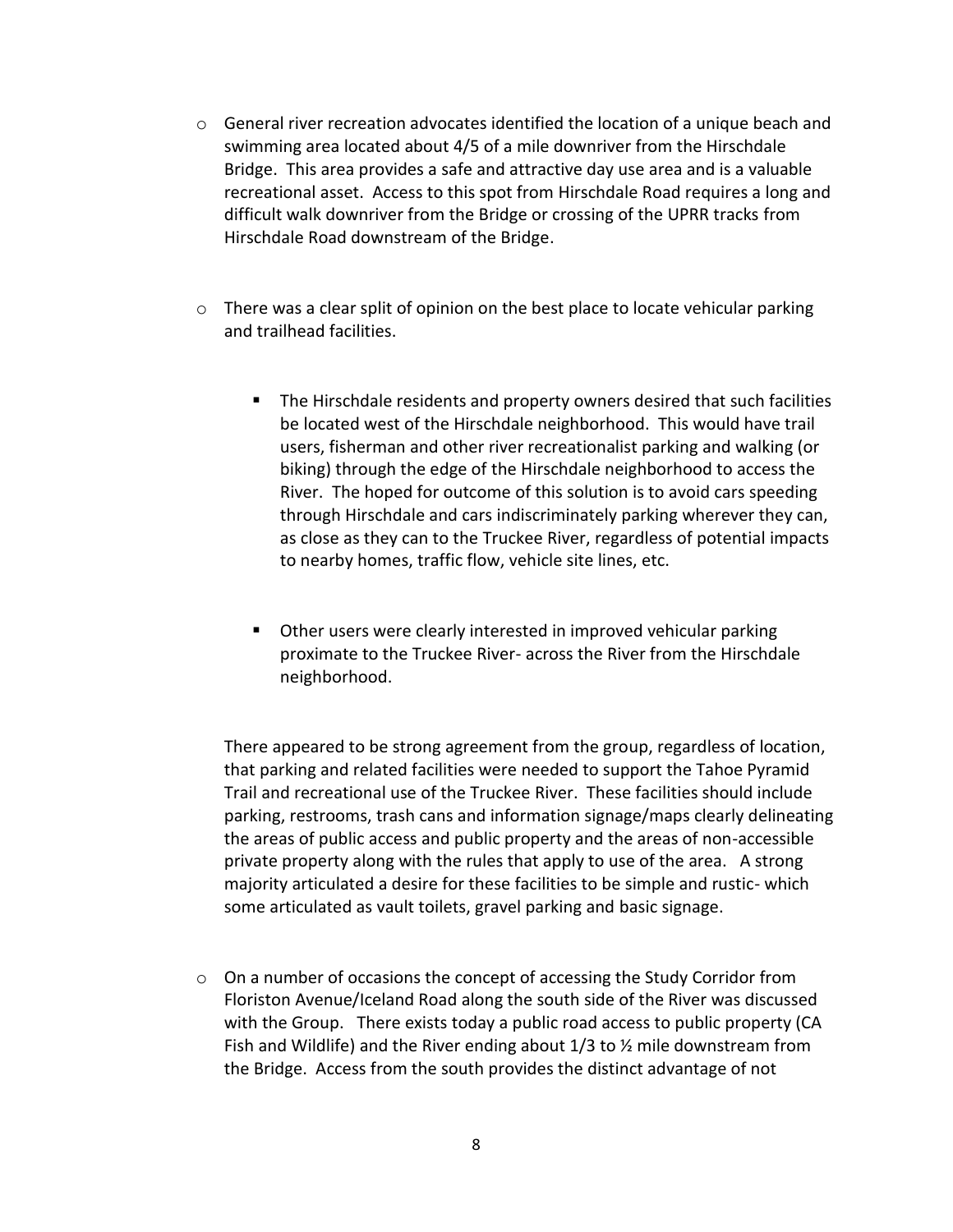- General river recreation advocates identified the location of a unique beach and swimming area located about 4/5 of a mile downriver from the Hirschdale Bridge. This area provides a safe and attractive day use area and is a valuable recreational asset. Access to this spot from Hirschdale Road requires a long and difficult walk downriver from the Bridge or crossing of the UPRR tracks from Hirschdale Road downstream of the Bridge.

- There was a clear split of opinion on the best place to locate vehicular parking and trailhead facilities.

  - The Hirschdale residents and property owners desired that such facilities be located west of the Hirschdale neighborhood. This would have trail users, fisherman and other river recreationalist parking and walking (or biking) through the edge of the Hirschdale neighborhood to access the River. The hoped for outcome of this solution is to avoid cars speeding through Hirschdale and cars indiscriminately parking wherever they can, as close as they can to the Truckee River, regardless of potential impacts to nearby homes, traffic flow, vehicle site lines, etc.

  - Other users were clearly interested in improved vehicular parking proximate to the Truckee River- across the River from the Hirschdale neighborhood.

  There appeared to be strong agreement from the group, regardless of location, that parking and related facilities were needed to support the Tahoe Pyramid Trail and recreational use of the Truckee River. These facilities should include parking, restrooms, trash cans and information signage/maps clearly delineating the areas of public access and public property and the areas of non-accessible private property along with the rules that apply to use of the area. A strong majority articulated a desire for these facilities to be simple and rustic- which some articulated as vault toilets, gravel parking and basic signage.

- On a number of occasions the concept of accessing the Study Corridor from Floriston Avenue/Iceland Road along the south side of the River was discussed with the Group. There exists today a public road access to public property (CA Fish and Wildlife) and the River ending about 1/3 to ½ mile downstream from the Bridge. Access from the south provides the distinct advantage of not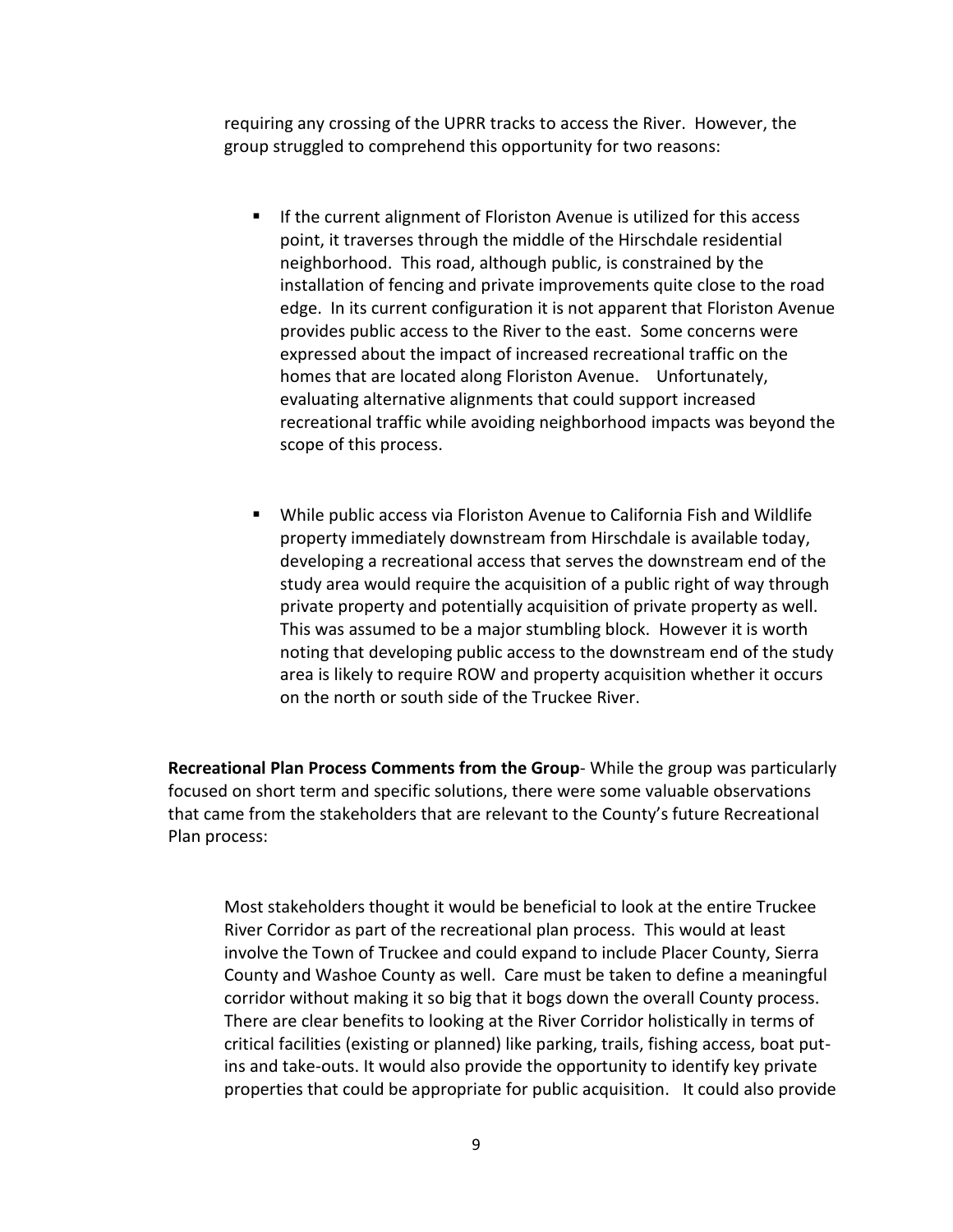requiring any crossing of the UPRR tracks to access the River. However, the group struggled to comprehend this opportunity for two reasons:

- If the current alignment of Floriston Avenue is utilized for this access point, it traverses through the middle of the Hirschdale residential neighborhood. This road, although public, is constrained by the installation of fencing and private improvements quite close to the road edge. In its current configuration it is not apparent that Floriston Avenue provides public access to the River to the east. Some concerns were expressed about the impact of increased recreational traffic on the homes that are located along Floriston Avenue. Unfortunately, evaluating alternative alignments that could support increased recreational traffic while avoiding neighborhood impacts was beyond the scope of this process.

- While public access via Floriston Avenue to California Fish and Wildlife property immediately downstream from Hirschdale is available today, developing a recreational access that serves the downstream end of the study area would require the acquisition of a public right of way through private property and potentially acquisition of private property as well. This was assumed to be a major stumbling block. However it is worth noting that developing public access to the downstream end of the study area is likely to require ROW and property acquisition whether it occurs on the north or south side of the Truckee River.

**Recreational Plan Process Comments from the Group**- While the group was particularly focused on short term and specific solutions, there were some valuable observations that came from the stakeholders that are relevant to the County's future Recreational Plan process:

Most stakeholders thought it would be beneficial to look at the entire Truckee River Corridor as part of the recreational plan process. This would at least involve the Town of Truckee and could expand to include Placer County, Sierra County and Washoe County as well. Care must be taken to define a meaningful corridor without making it so big that it bogs down the overall County process. There are clear benefits to looking at the River Corridor holistically in terms of critical facilities (existing or planned) like parking, trails, fishing access, boat put-ins and take-outs. It would also provide the opportunity to identify key private properties that could be appropriate for public acquisition. It could also provide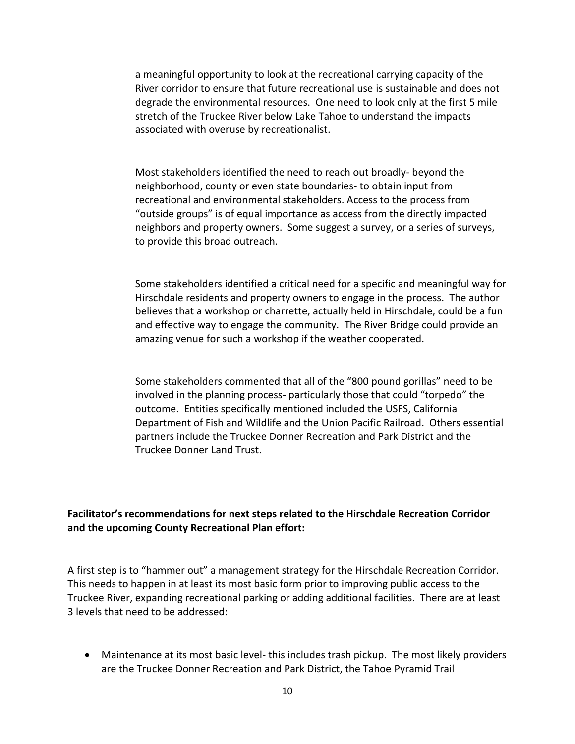a meaningful opportunity to look at the recreational carrying capacity of the River corridor to ensure that future recreational use is sustainable and does not degrade the environmental resources. One need to look only at the first 5 mile stretch of the Truckee River below Lake Tahoe to understand the impacts associated with overuse by recreationalist.

Most stakeholders identified the need to reach out broadly- beyond the neighborhood, county or even state boundaries- to obtain input from recreational and environmental stakeholders. Access to the process from "outside groups" is of equal importance as access from the directly impacted neighbors and property owners. Some suggest a survey, or a series of surveys, to provide this broad outreach.

Some stakeholders identified a critical need for a specific and meaningful way for Hirschdale residents and property owners to engage in the process. The author believes that a workshop or charrette, actually held in Hirschdale, could be a fun and effective way to engage the community. The River Bridge could provide an amazing venue for such a workshop if the weather cooperated.

Some stakeholders commented that all of the "800 pound gorillas" need to be involved in the planning process- particularly those that could "torpedo" the outcome. Entities specifically mentioned included the USFS, California Department of Fish and Wildlife and the Union Pacific Railroad. Others essential partners include the Truckee Donner Recreation and Park District and the Truckee Donner Land Trust.

**Facilitator's recommendations for next steps related to the Hirschdale Recreation Corridor and the upcoming County Recreational Plan effort:**

A first step is to "hammer out" a management strategy for the Hirschdale Recreation Corridor. This needs to happen in at least its most basic form prior to improving public access to the Truckee River, expanding recreational parking or adding additional facilities. There are at least 3 levels that need to be addressed:

- Maintenance at its most basic level- this includes trash pickup. The most likely providers are the Truckee Donner Recreation and Park District, the Tahoe Pyramid Trail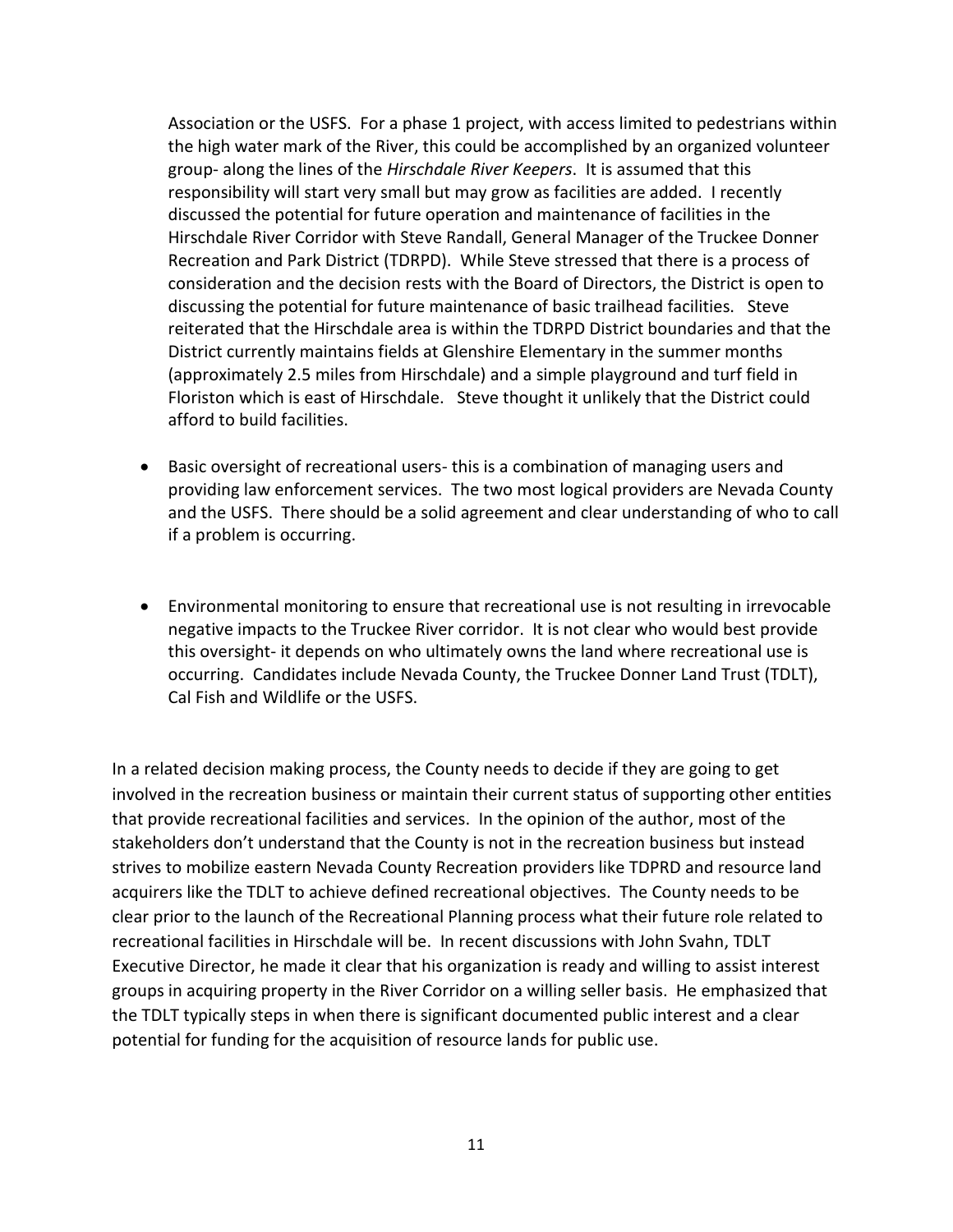Association or the USFS. For a phase 1 project, with access limited to pedestrians within the high water mark of the River, this could be accomplished by an organized volunteer group- along the lines of the *Hirschdale River Keepers*. It is assumed that this responsibility will start very small but may grow as facilities are added. I recently discussed the potential for future operation and maintenance of facilities in the Hirschdale River Corridor with Steve Randall, General Manager of the Truckee Donner Recreation and Park District (TDRPD). While Steve stressed that there is a process of consideration and the decision rests with the Board of Directors, the District is open to discussing the potential for future maintenance of basic trailhead facilities. Steve reiterated that the Hirschdale area is within the TDRPD District boundaries and that the District currently maintains fields at Glenshire Elementary in the summer months (approximately 2.5 miles from Hirschdale) and a simple playground and turf field in Floriston which is east of Hirschdale. Steve thought it unlikely that the District could afford to build facilities.

- Basic oversight of recreational users- this is a combination of managing users and providing law enforcement services. The two most logical providers are Nevada County and the USFS. There should be a solid agreement and clear understanding of who to call if a problem is occurring.

- Environmental monitoring to ensure that recreational use is not resulting in irrevocable negative impacts to the Truckee River corridor. It is not clear who would best provide this oversight- it depends on who ultimately owns the land where recreational use is occurring. Candidates include Nevada County, the Truckee Donner Land Trust (TDLT), Cal Fish and Wildlife or the USFS.

In a related decision making process, the County needs to decide if they are going to get involved in the recreation business or maintain their current status of supporting other entities that provide recreational facilities and services. In the opinion of the author, most of the stakeholders don't understand that the County is not in the recreation business but instead strives to mobilize eastern Nevada County Recreation providers like TDPRD and resource land acquirers like the TDLT to achieve defined recreational objectives. The County needs to be clear prior to the launch of the Recreational Planning process what their future role related to recreational facilities in Hirschdale will be. In recent discussions with John Svahn, TDLT Executive Director, he made it clear that his organization is ready and willing to assist interest groups in acquiring property in the River Corridor on a willing seller basis. He emphasized that the TDLT typically steps in when there is significant documented public interest and a clear potential for funding for the acquisition of resource lands for public use.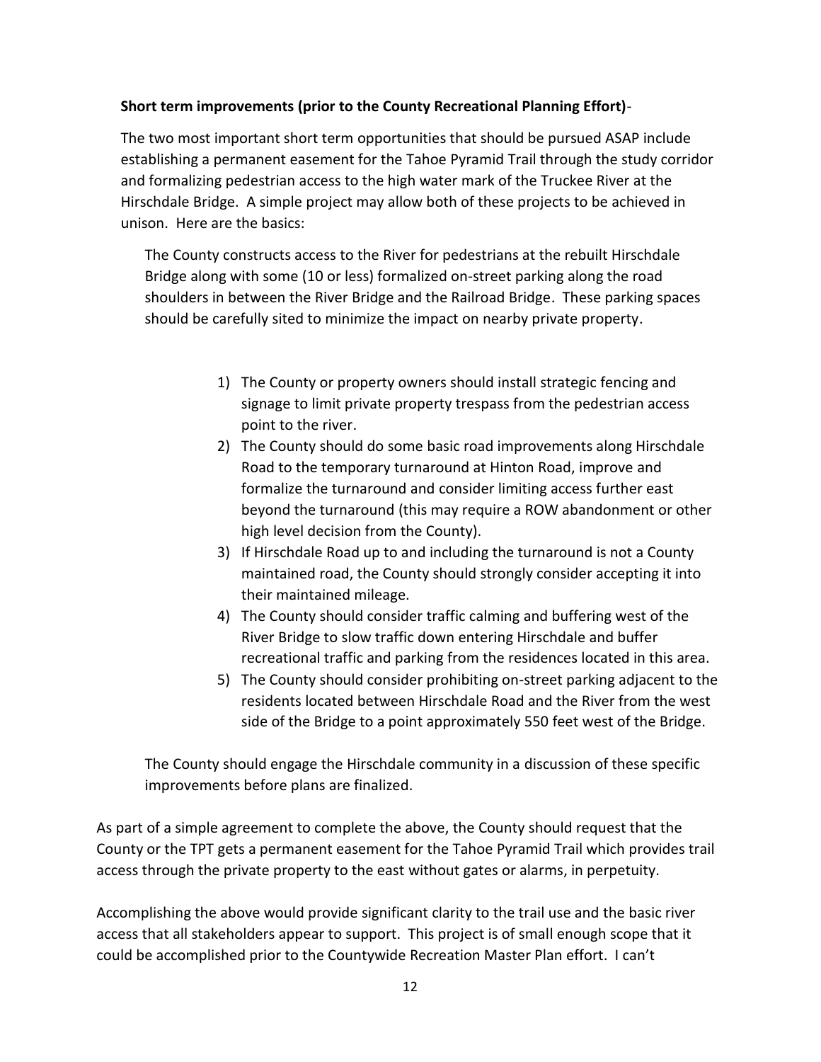**Short term improvements (prior to the County Recreational Planning Effort)**-

The two most important short term opportunities that should be pursued ASAP include establishing a permanent easement for the Tahoe Pyramid Trail through the study corridor and formalizing pedestrian access to the high water mark of the Truckee River at the Hirschdale Bridge. A simple project may allow both of these projects to be achieved in unison. Here are the basics:

The County constructs access to the River for pedestrians at the rebuilt Hirschdale Bridge along with some (10 or less) formalized on-street parking along the road shoulders in between the River Bridge and the Railroad Bridge. These parking spaces should be carefully sited to minimize the impact on nearby private property.

1) The County or property owners should install strategic fencing and signage to limit private property trespass from the pedestrian access point to the river.
2) The County should do some basic road improvements along Hirschdale Road to the temporary turnaround at Hinton Road, improve and formalize the turnaround and consider limiting access further east beyond the turnaround (this may require a ROW abandonment or other high level decision from the County).
3) If Hirschdale Road up to and including the turnaround is not a County maintained road, the County should strongly consider accepting it into their maintained mileage.
4) The County should consider traffic calming and buffering west of the River Bridge to slow traffic down entering Hirschdale and buffer recreational traffic and parking from the residences located in this area.
5) The County should consider prohibiting on-street parking adjacent to the residents located between Hirschdale Road and the River from the west side of the Bridge to a point approximately 550 feet west of the Bridge.

The County should engage the Hirschdale community in a discussion of these specific improvements before plans are finalized.

As part of a simple agreement to complete the above, the County should request that the County or the TPT gets a permanent easement for the Tahoe Pyramid Trail which provides trail access through the private property to the east without gates or alarms, in perpetuity.

Accomplishing the above would provide significant clarity to the trail use and the basic river access that all stakeholders appear to support. This project is of small enough scope that it could be accomplished prior to the Countywide Recreation Master Plan effort. I can't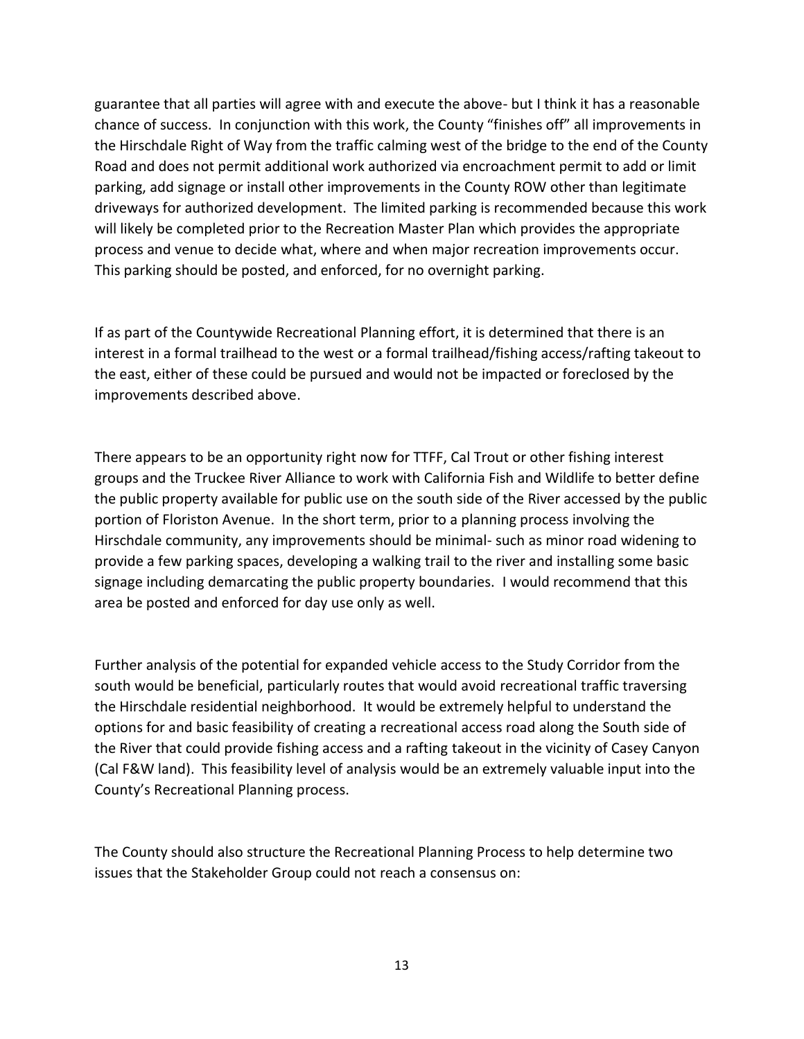guarantee that all parties will agree with and execute the above- but I think it has a reasonable chance of success. In conjunction with this work, the County "finishes off" all improvements in the Hirschdale Right of Way from the traffic calming west of the bridge to the end of the County Road and does not permit additional work authorized via encroachment permit to add or limit parking, add signage or install other improvements in the County ROW other than legitimate driveways for authorized development. The limited parking is recommended because this work will likely be completed prior to the Recreation Master Plan which provides the appropriate process and venue to decide what, where and when major recreation improvements occur. This parking should be posted, and enforced, for no overnight parking.

If as part of the Countywide Recreational Planning effort, it is determined that there is an interest in a formal trailhead to the west or a formal trailhead/fishing access/rafting takeout to the east, either of these could be pursued and would not be impacted or foreclosed by the improvements described above.

There appears to be an opportunity right now for TTFF, Cal Trout or other fishing interest groups and the Truckee River Alliance to work with California Fish and Wildlife to better define the public property available for public use on the south side of the River accessed by the public portion of Floriston Avenue. In the short term, prior to a planning process involving the Hirschdale community, any improvements should be minimal- such as minor road widening to provide a few parking spaces, developing a walking trail to the river and installing some basic signage including demarcating the public property boundaries. I would recommend that this area be posted and enforced for day use only as well.

Further analysis of the potential for expanded vehicle access to the Study Corridor from the south would be beneficial, particularly routes that would avoid recreational traffic traversing the Hirschdale residential neighborhood. It would be extremely helpful to understand the options for and basic feasibility of creating a recreational access road along the South side of the River that could provide fishing access and a rafting takeout in the vicinity of Casey Canyon (Cal F&W land). This feasibility level of analysis would be an extremely valuable input into the County's Recreational Planning process.

The County should also structure the Recreational Planning Process to help determine two issues that the Stakeholder Group could not reach a consensus on: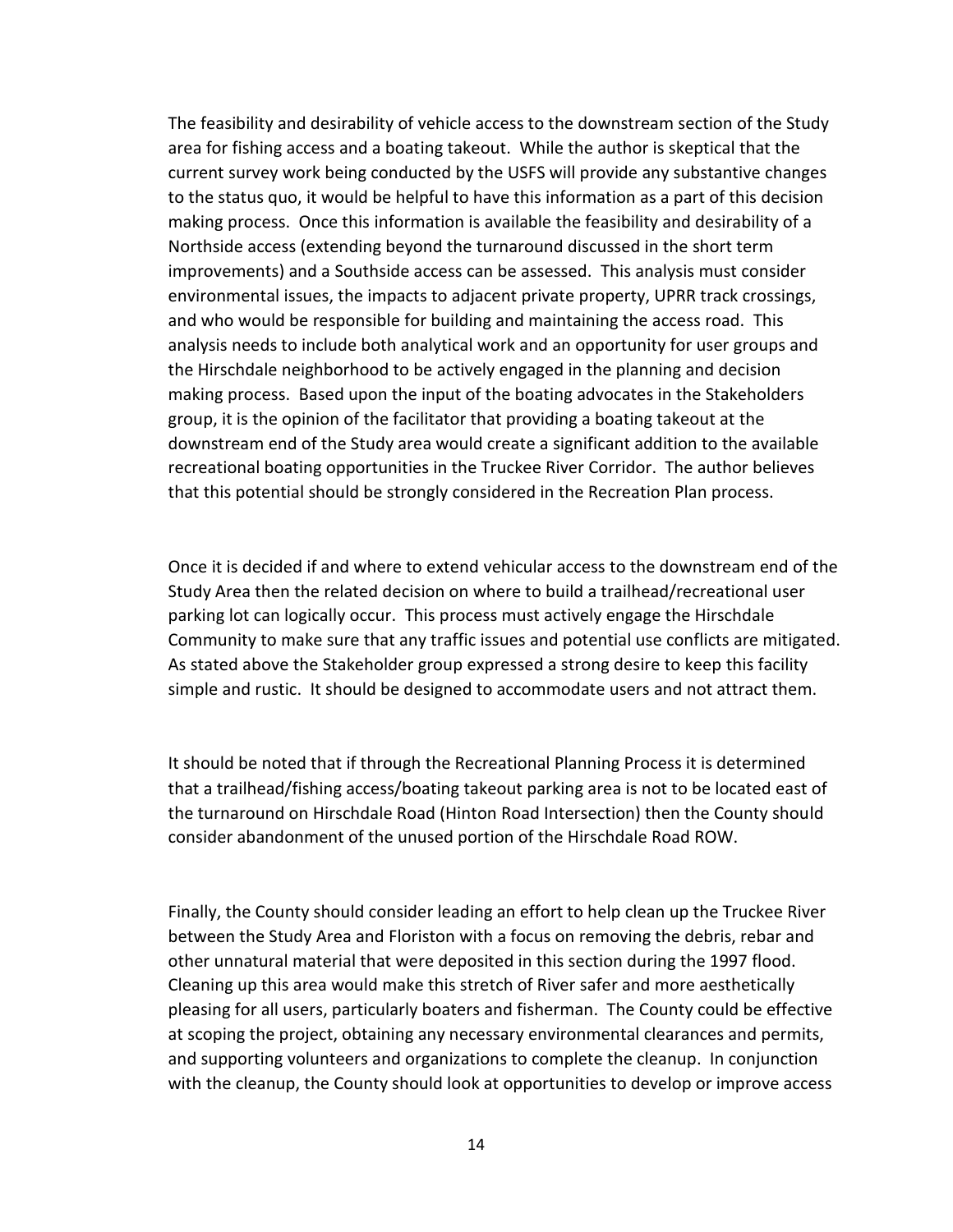The feasibility and desirability of vehicle access to the downstream section of the Study area for fishing access and a boating takeout. While the author is skeptical that the current survey work being conducted by the USFS will provide any substantive changes to the status quo, it would be helpful to have this information as a part of this decision making process. Once this information is available the feasibility and desirability of a Northside access (extending beyond the turnaround discussed in the short term improvements) and a Southside access can be assessed. This analysis must consider environmental issues, the impacts to adjacent private property, UPRR track crossings, and who would be responsible for building and maintaining the access road. This analysis needs to include both analytical work and an opportunity for user groups and the Hirschdale neighborhood to be actively engaged in the planning and decision making process. Based upon the input of the boating advocates in the Stakeholders group, it is the opinion of the facilitator that providing a boating takeout at the downstream end of the Study area would create a significant addition to the available recreational boating opportunities in the Truckee River Corridor. The author believes that this potential should be strongly considered in the Recreation Plan process.

Once it is decided if and where to extend vehicular access to the downstream end of the Study Area then the related decision on where to build a trailhead/recreational user parking lot can logically occur. This process must actively engage the Hirschdale Community to make sure that any traffic issues and potential use conflicts are mitigated. As stated above the Stakeholder group expressed a strong desire to keep this facility simple and rustic. It should be designed to accommodate users and not attract them.

It should be noted that if through the Recreational Planning Process it is determined that a trailhead/fishing access/boating takeout parking area is not to be located east of the turnaround on Hirschdale Road (Hinton Road Intersection) then the County should consider abandonment of the unused portion of the Hirschdale Road ROW.

Finally, the County should consider leading an effort to help clean up the Truckee River between the Study Area and Floriston with a focus on removing the debris, rebar and other unnatural material that were deposited in this section during the 1997 flood. Cleaning up this area would make this stretch of River safer and more aesthetically pleasing for all users, particularly boaters and fisherman. The County could be effective at scoping the project, obtaining any necessary environmental clearances and permits, and supporting volunteers and organizations to complete the cleanup. In conjunction with the cleanup, the County should look at opportunities to develop or improve access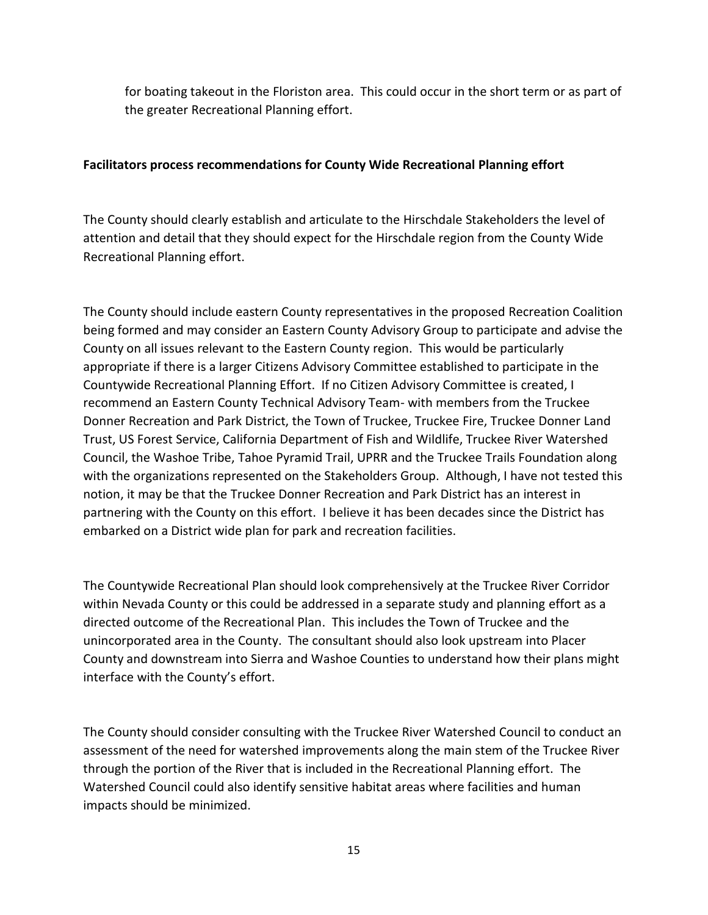for boating takeout in the Floriston area. This could occur in the short term or as part of the greater Recreational Planning effort.

**Facilitators process recommendations for County Wide Recreational Planning effort**

The County should clearly establish and articulate to the Hirschdale Stakeholders the level of attention and detail that they should expect for the Hirschdale region from the County Wide Recreational Planning effort.

The County should include eastern County representatives in the proposed Recreation Coalition being formed and may consider an Eastern County Advisory Group to participate and advise the County on all issues relevant to the Eastern County region. This would be particularly appropriate if there is a larger Citizens Advisory Committee established to participate in the Countywide Recreational Planning Effort. If no Citizen Advisory Committee is created, I recommend an Eastern County Technical Advisory Team- with members from the Truckee Donner Recreation and Park District, the Town of Truckee, Truckee Fire, Truckee Donner Land Trust, US Forest Service, California Department of Fish and Wildlife, Truckee River Watershed Council, the Washoe Tribe, Tahoe Pyramid Trail, UPRR and the Truckee Trails Foundation along with the organizations represented on the Stakeholders Group. Although, I have not tested this notion, it may be that the Truckee Donner Recreation and Park District has an interest in partnering with the County on this effort. I believe it has been decades since the District has embarked on a District wide plan for park and recreation facilities.

The Countywide Recreational Plan should look comprehensively at the Truckee River Corridor within Nevada County or this could be addressed in a separate study and planning effort as a directed outcome of the Recreational Plan. This includes the Town of Truckee and the unincorporated area in the County. The consultant should also look upstream into Placer County and downstream into Sierra and Washoe Counties to understand how their plans might interface with the County's effort.

The County should consider consulting with the Truckee River Watershed Council to conduct an assessment of the need for watershed improvements along the main stem of the Truckee River through the portion of the River that is included in the Recreational Planning effort. The Watershed Council could also identify sensitive habitat areas where facilities and human impacts should be minimized.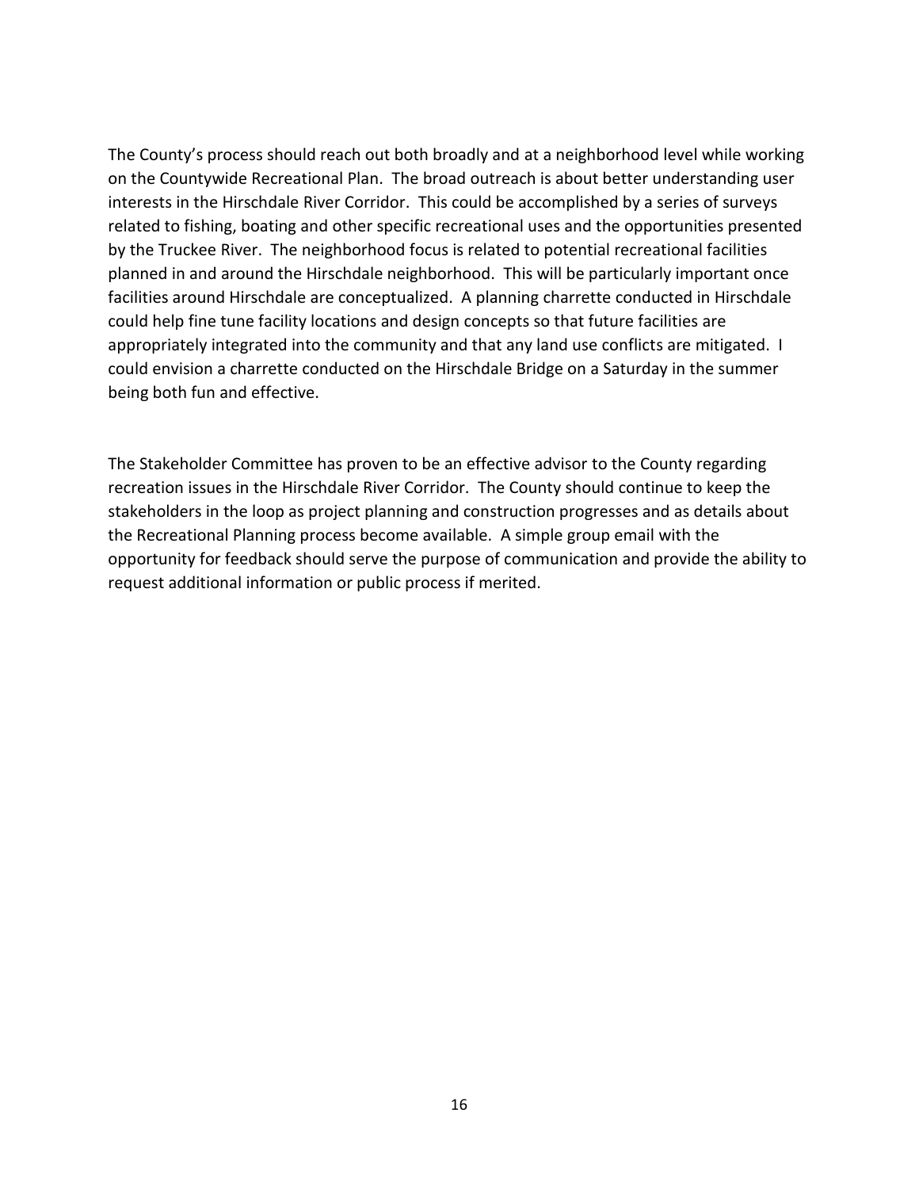The County's process should reach out both broadly and at a neighborhood level while working on the Countywide Recreational Plan. The broad outreach is about better understanding user interests in the Hirschdale River Corridor. This could be accomplished by a series of surveys related to fishing, boating and other specific recreational uses and the opportunities presented by the Truckee River. The neighborhood focus is related to potential recreational facilities planned in and around the Hirschdale neighborhood. This will be particularly important once facilities around Hirschdale are conceptualized. A planning charrette conducted in Hirschdale could help fine tune facility locations and design concepts so that future facilities are appropriately integrated into the community and that any land use conflicts are mitigated. I could envision a charrette conducted on the Hirschdale Bridge on a Saturday in the summer being both fun and effective.

The Stakeholder Committee has proven to be an effective advisor to the County regarding recreation issues in the Hirschdale River Corridor. The County should continue to keep the stakeholders in the loop as project planning and construction progresses and as details about the Recreational Planning process become available. A simple group email with the opportunity for feedback should serve the purpose of communication and provide the ability to request additional information or public process if merited.